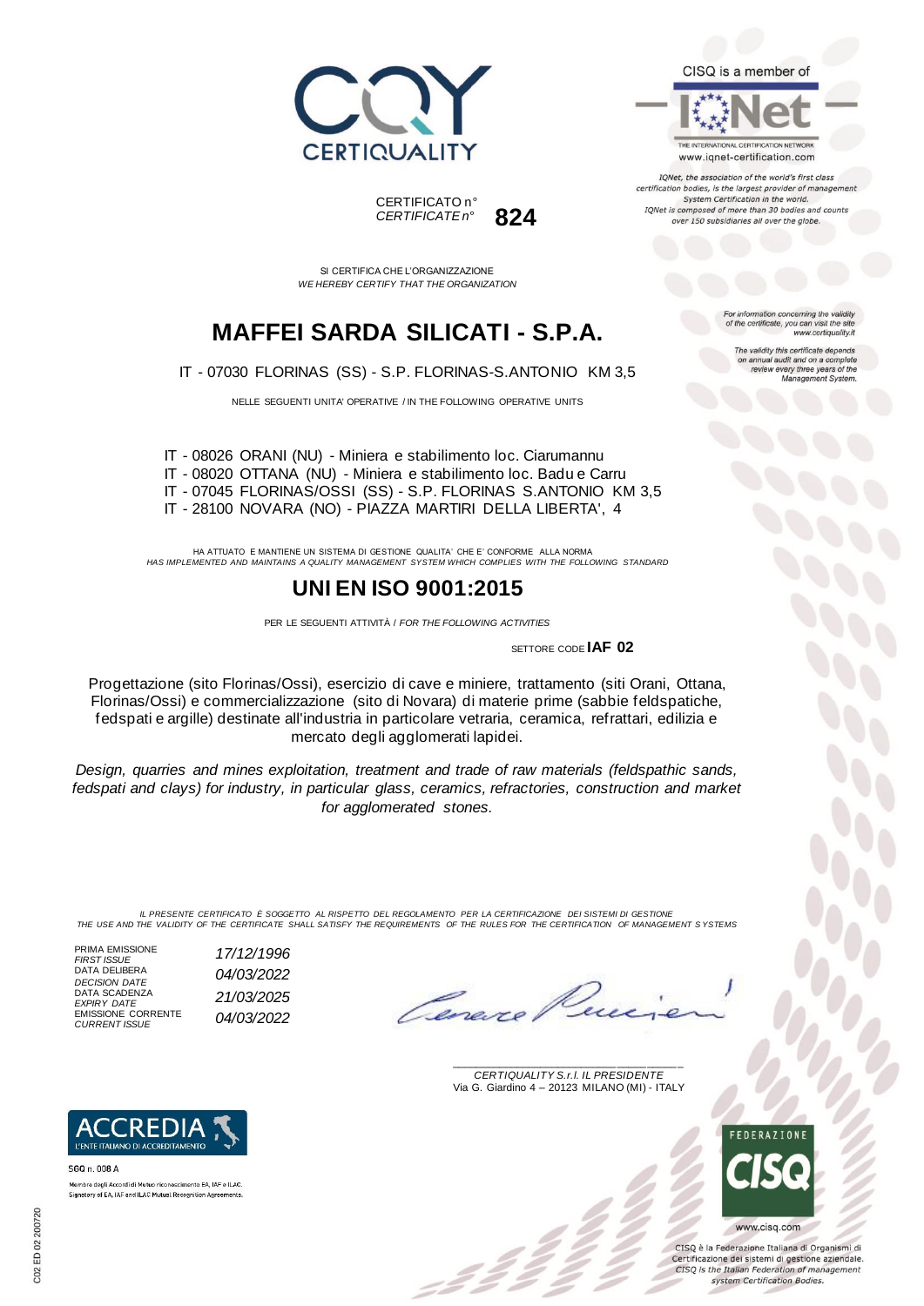CERTIQUALITY

CISQ is a member of

IQNet

THE INTERNATIONAL CERTIFICATION NETWORK
www.iqnet-certification.com

*IQNet, the association of the world's first class certification bodies, is the largest provider of management System Certification in the world. IQNet is composed of more than 30 bodies and counts over 150 subsidiaries all over the globe.*

CERTIFICATO n°
*CERTIFICATE n°* **824**

SI CERTIFICA CHE L'ORGANIZZAZIONE
*WE HEREBY CERTIFY THAT THE ORGANIZATION*

# MAFFEI SARDA SILICATI - S.P.A.

IT - 07030 FLORINAS (SS) - S.P. FLORINAS-S.ANTONIO KM 3,5

NELLE SEGUENTI UNITA' OPERATIVE / IN THE FOLLOWING OPERATIVE UNITS

IT - 08026 ORANI (NU) - Miniera e stabilimento loc. Ciarumannu
IT - 08020 OTTANA (NU) - Miniera e stabilimento loc. Badu e Carru
IT - 07045 FLORINAS/OSSI (SS) - S.P. FLORINAS S.ANTONIO KM 3,5
IT - 28100 NOVARA (NO) - PIAZZA MARTIRI DELLA LIBERTA', 4

*For information concerning the validity of the certificate, you can visit the site www.certiquality.it*

*The validity this certificate depends on annual audit and on a complete review every three years of the Management System.*

HA ATTUATO E MANTIENE UN SISTEMA DI GESTIONE QUALITA' CHE E' CONFORME ALLA NORMA
*HAS IMPLEMENTED AND MAINTAINS A QUALITY MANAGEMENT SYSTEM WHICH COMPLIES WITH THE FOLLOWING STANDARD*

# UNI EN ISO 9001:2015

PER LE SEGUENTI ATTIVITÀ / *FOR THE FOLLOWING ACTIVITIES*

SETTORE CODE **IAF 02**

Progettazione (sito Florinas/Ossi), esercizio di cave e miniere, trattamento (siti Orani, Ottana, Florinas/Ossi) e commercializzazione (sito di Novara) di materie prime (sabbie feldspatiche, fedspati e argille) destinate all'industria in particolare vetraria, ceramica, refrattari, edilizia e mercato degli agglomerati lapidei.

*Design, quarries and mines exploitation, treatment and trade of raw materials (feldspathic sands, fedspati and clays) for industry, in particular glass, ceramics, refractories, construction and market for agglomerated stones.*

*IL PRESENTE CERTIFICATO È SOGGETTO AL RISPETTO DEL REGOLAMENTO PER LA CERTIFICAZIONE DEI SISTEMI DI GESTIONE*
*THE USE AND THE VALIDITY OF THE CERTIFICATE SHALL SATISFY THE REQUIREMENTS OF THE RULES FOR THE CERTIFICATION OF MANAGEMENT SYSTEMS*

| | |
|---|---|
| PRIMA EMISSIONE *FIRST ISSUE* | *17/12/1996* |
| DATA DELIBERA *DECISION DATE* | *04/03/2022* |
| DATA SCADENZA *EXPIRY DATE* | *21/03/2025* |
| EMISSIONE CORRENTE *CURRENT ISSUE* | *04/03/2022* |

*CERTIQUALITY S.r.l. IL PRESIDENTE*
Via G. Giardino 4 – 20123 MILANO (MI) - ITALY

ACCREDIA
L'ENTE ITALIANO DI ACCREDITAMENTO

SGQ n. 008 A

Membro degli Accordi di Mutuo riconoscimento EA, IAF e ILAC.
Signatory of EA, IAF and ILAC Mutual Recognition Agreements.

FEDERAZIONE CISQ

www.cisq.com

CISQ è la Federazione Italiana di Organismi di Certificazione dei sistemi di gestione aziendale.
*CISQ is the Italian Federation of management system Certification Bodies.*

C02 ED 02 200720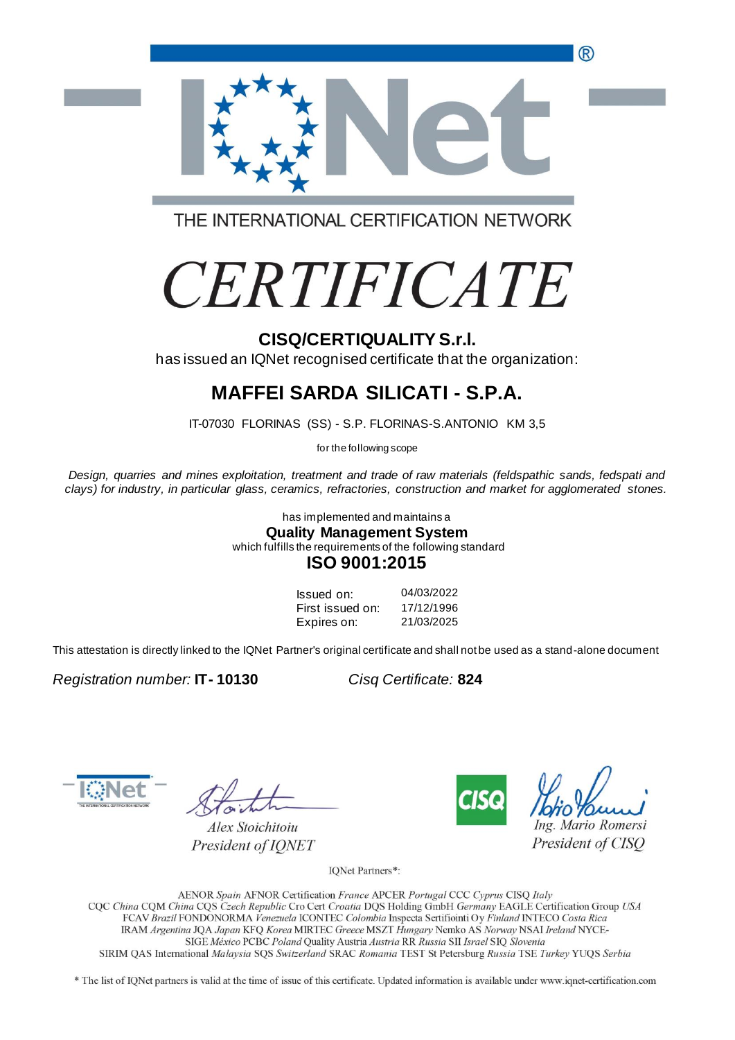THE INTERNATIONAL CERTIFICATION NETWORK

# CERTIFICATE

## CISQ/CERTIQUALITY S.r.l.

has issued an IQNet recognised certificate that the organization:

## MAFFEI SARDA SILICATI - S.P.A.

IT-07030 FLORINAS (SS) - S.P. FLORINAS-S.ANTONIO KM 3,5

for the following scope

*Design, quarries and mines exploitation, treatment and trade of raw materials (feldspathic sands, fedspati and clays) for industry, in particular glass, ceramics, refractories, construction and market for agglomerated stones.*

has implemented and maintains a

**Quality Management System**

which fulfills the requirements of the following standard

**ISO 9001:2015**

| | |
|---|---|
| Issued on: | 04/03/2022 |
| First issued on: | 17/12/1996 |
| Expires on: | 21/03/2025 |

This attestation is directly linked to the IQNet Partner's original certificate and shall not be used as a stand-alone document

*Registration number:* **IT- 10130** *Cisq Certificate:* **824**

*Alex Stoichitoiu*
*President of IQNET*

*Ing. Mario Romersi*
*President of CISQ*

IQNet Partners*:

AENOR *Spain* AFNOR Certification *France* APCER *Portugal* CCC *Cyprus* CISQ *Italy*
CQC *China* CQM *China* CQS *Czech Republic* Cro Cert *Croatia* DQS Holding GmbH *Germany* EAGLE Certification Group *USA*
FCAV *Brazil* FONDONORMA *Venezuela* ICONTEC *Colombia* Inspecta Sertifiointi Oy *Finland* INTECO *Costa Rica*
IRAM *Argentina* JQA *Japan* KFQ *Korea* MIRTEC *Greece* MSZT *Hungary* Nemko AS *Norway* NSAI *Ireland* NYCE-SIGE *México* PCBC *Poland* Quality Austria *Austria* RR *Russia* SII *Israel* SIQ *Slovenia*
SIRIM QAS International *Malaysia* SQS *Switzerland* SRAC *Romania* TEST St Petersburg *Russia* TSE *Turkey* YUQS *Serbia*

* The list of IQNet partners is valid at the time of issue of this certificate. Updated information is available under www.iqnet-certification.com